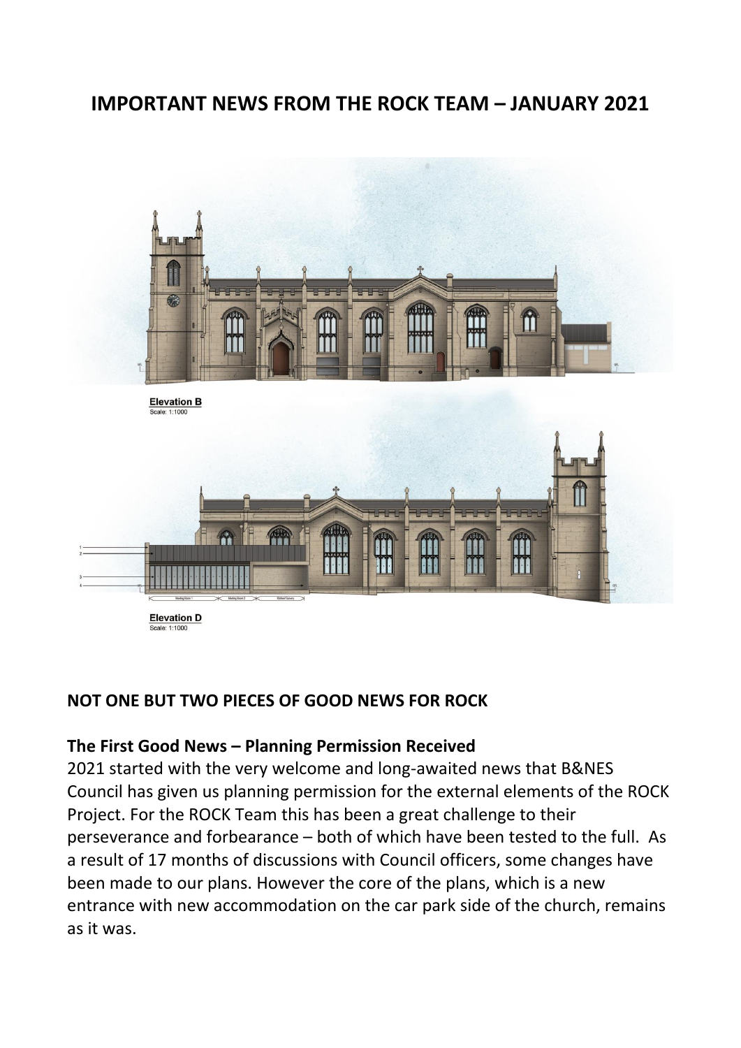# IMPORTANT NEWS FROM THE ROCK TEAM – JANUARY 2021

**Elevation B**
Scale: 1:1000

**Elevation D**
Scale: 1:1000

## NOT ONE BUT TWO PIECES OF GOOD NEWS FOR ROCK

### The First Good News – Planning Permission Received

2021 started with the very welcome and long-awaited news that B&NES Council has given us planning permission for the external elements of the ROCK Project. For the ROCK Team this has been a great challenge to their perseverance and forbearance – both of which have been tested to the full. As a result of 17 months of discussions with Council officers, some changes have been made to our plans. However the core of the plans, which is a new entrance with new accommodation on the car park side of the church, remains as it was.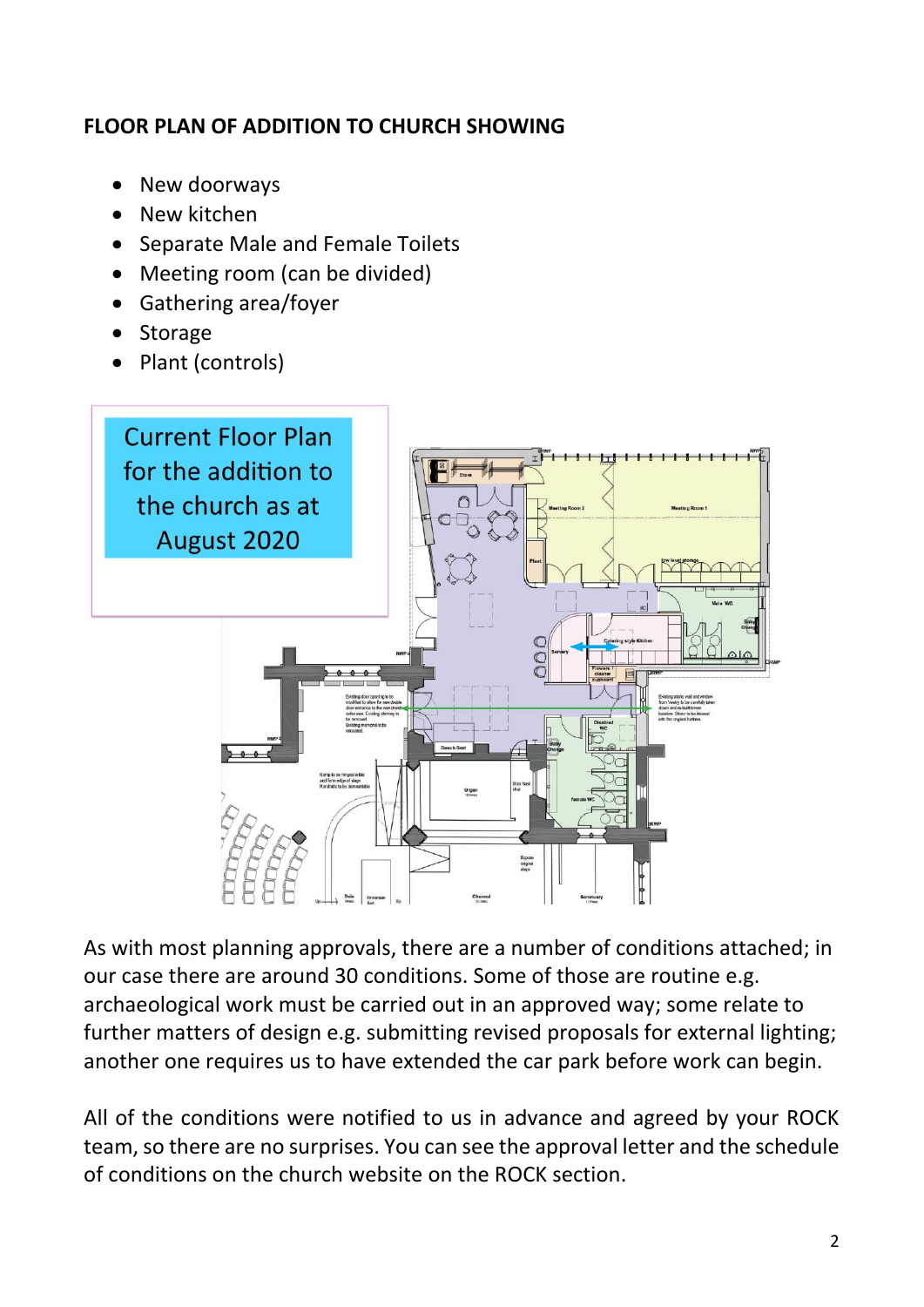**FLOOR PLAN OF ADDITION TO CHURCH SHOWING**

- New doorways
- New kitchen
- Separate Male and Female Toilets
- Meeting room (can be divided)
- Gathering area/foyer
- Storage
- Plant (controls)

Current Floor Plan for the addition to the church as at August 2020

As with most planning approvals, there are a number of conditions attached; in our case there are around 30 conditions. Some of those are routine e.g. archaeological work must be carried out in an approved way; some relate to further matters of design e.g. submitting revised proposals for external lighting; another one requires us to have extended the car park before work can begin.

All of the conditions were notified to us in advance and agreed by your ROCK team, so there are no surprises. You can see the approval letter and the schedule of conditions on the church website on the ROCK section.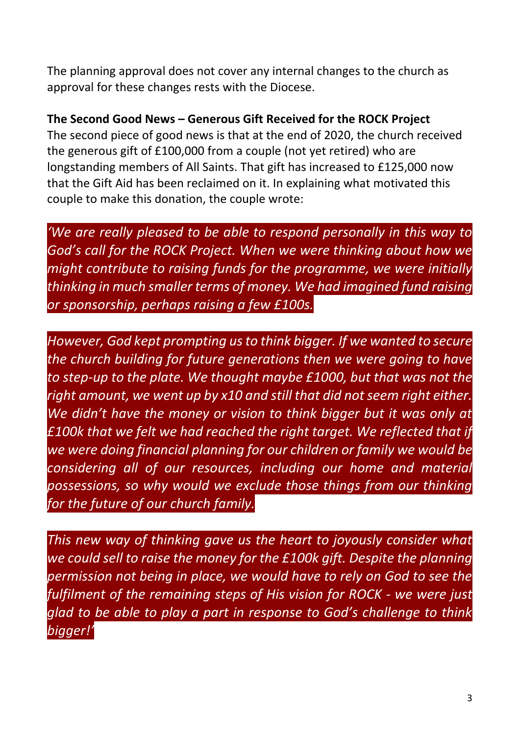The planning approval does not cover any internal changes to the church as approval for these changes rests with the Diocese.

**The Second Good News – Generous Gift Received for the ROCK Project**

The second piece of good news is that at the end of 2020, the church received the generous gift of £100,000 from a couple (not yet retired) who are longstanding members of All Saints. That gift has increased to £125,000 now that the Gift Aid has been reclaimed on it. In explaining what motivated this couple to make this donation, the couple wrote:

*'We are really pleased to be able to respond personally in this way to God's call for the ROCK Project. When we were thinking about how we might contribute to raising funds for the programme, we were initially thinking in much smaller terms of money. We had imagined fund raising or sponsorship, perhaps raising a few £100s.*

*However, God kept prompting us to think bigger. If we wanted to secure the church building for future generations then we were going to have to step-up to the plate. We thought maybe £1000, but that was not the right amount, we went up by x10 and still that did not seem right either. We didn't have the money or vision to think bigger but it was only at £100k that we felt we had reached the right target. We reflected that if we were doing financial planning for our children or family we would be considering all of our resources, including our home and material possessions, so why would we exclude those things from our thinking for the future of our church family.*

*This new way of thinking gave us the heart to joyously consider what we could sell to raise the money for the £100k gift. Despite the planning permission not being in place, we would have to rely on God to see the fulfilment of the remaining steps of His vision for ROCK - we were just glad to be able to play a part in response to God's challenge to think bigger!'*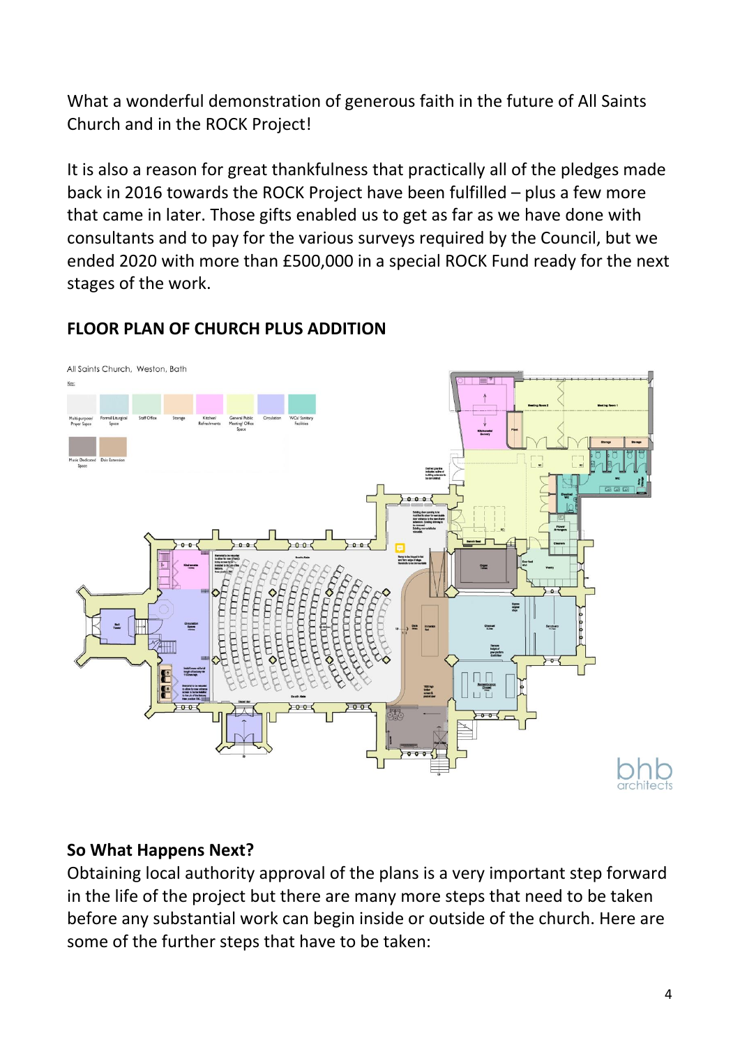What a wonderful demonstration of generous faith in the future of All Saints Church and in the ROCK Project!

It is also a reason for great thankfulness that practically all of the pledges made back in 2016 towards the ROCK Project have been fulfilled – plus a few more that came in later. Those gifts enabled us to get as far as we have done with consultants and to pay for the various surveys required by the Council, but we ended 2020 with more than £500,000 in a special ROCK Fund ready for the next stages of the work.

**FLOOR PLAN OF CHURCH PLUS ADDITION**

## So What Happens Next?

Obtaining local authority approval of the plans is a very important step forward in the life of the project but there are many more steps that need to be taken before any substantial work can begin inside or outside of the church. Here are some of the further steps that have to be taken: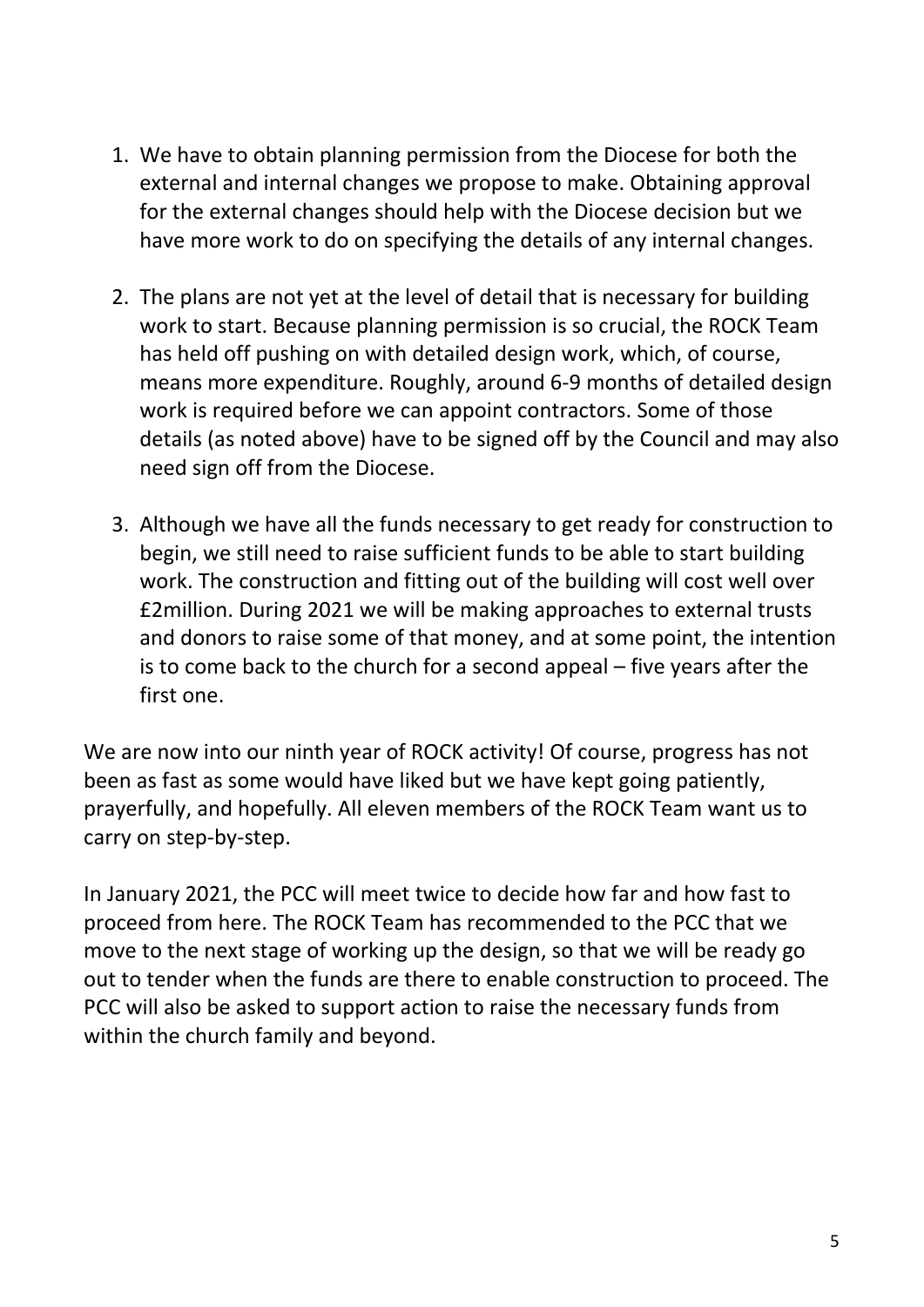1. We have to obtain planning permission from the Diocese for both the external and internal changes we propose to make. Obtaining approval for the external changes should help with the Diocese decision but we have more work to do on specifying the details of any internal changes.

2. The plans are not yet at the level of detail that is necessary for building work to start. Because planning permission is so crucial, the ROCK Team has held off pushing on with detailed design work, which, of course, means more expenditure. Roughly, around 6-9 months of detailed design work is required before we can appoint contractors. Some of those details (as noted above) have to be signed off by the Council and may also need sign off from the Diocese.

3. Although we have all the funds necessary to get ready for construction to begin, we still need to raise sufficient funds to be able to start building work. The construction and fitting out of the building will cost well over £2million. During 2021 we will be making approaches to external trusts and donors to raise some of that money, and at some point, the intention is to come back to the church for a second appeal – five years after the first one.

We are now into our ninth year of ROCK activity! Of course, progress has not been as fast as some would have liked but we have kept going patiently, prayerfully, and hopefully. All eleven members of the ROCK Team want us to carry on step-by-step.

In January 2021, the PCC will meet twice to decide how far and how fast to proceed from here. The ROCK Team has recommended to the PCC that we move to the next stage of working up the design, so that we will be ready go out to tender when the funds are there to enable construction to proceed. The PCC will also be asked to support action to raise the necessary funds from within the church family and beyond.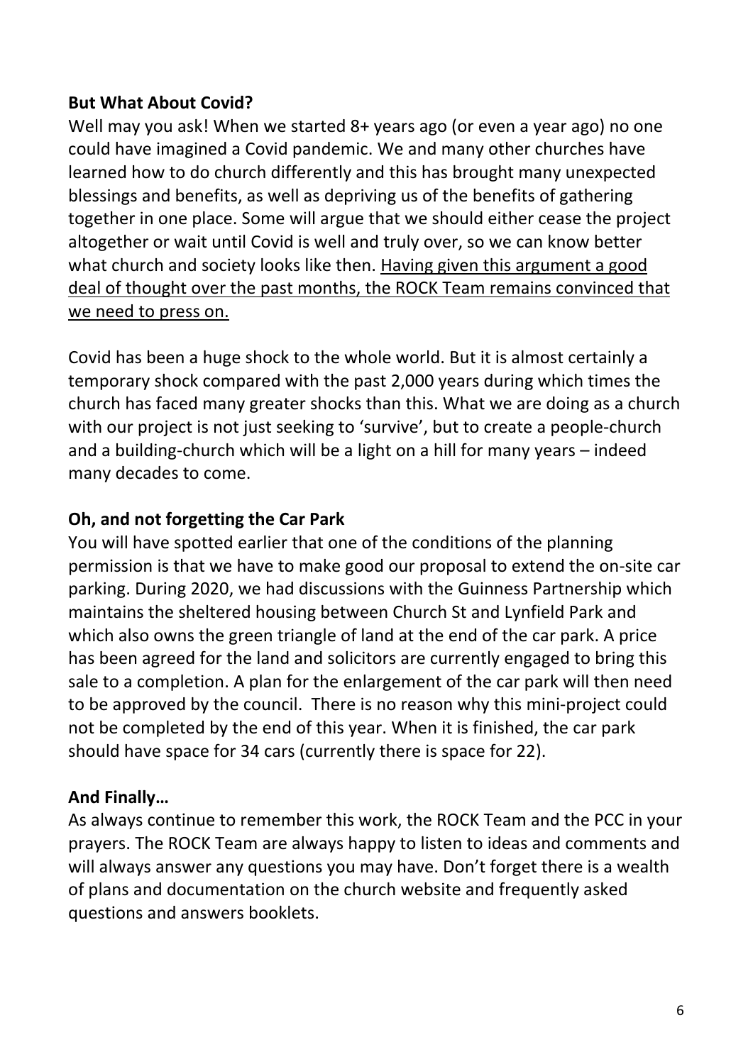**But What About Covid?**

Well may you ask! When we started 8+ years ago (or even a year ago) no one could have imagined a Covid pandemic. We and many other churches have learned how to do church differently and this has brought many unexpected blessings and benefits, as well as depriving us of the benefits of gathering together in one place. Some will argue that we should either cease the project altogether or wait until Covid is well and truly over, so we can know better what church and society looks like then. <u>Having given this argument a good deal of thought over the past months, the ROCK Team remains convinced that we need to press on.</u>

Covid has been a huge shock to the whole world. But it is almost certainly a temporary shock compared with the past 2,000 years during which times the church has faced many greater shocks than this. What we are doing as a church with our project is not just seeking to 'survive', but to create a people-church and a building-church which will be a light on a hill for many years – indeed many decades to come.

**Oh, and not forgetting the Car Park**

You will have spotted earlier that one of the conditions of the planning permission is that we have to make good our proposal to extend the on-site car parking. During 2020, we had discussions with the Guinness Partnership which maintains the sheltered housing between Church St and Lynfield Park and which also owns the green triangle of land at the end of the car park. A price has been agreed for the land and solicitors are currently engaged to bring this sale to a completion. A plan for the enlargement of the car park will then need to be approved by the council. There is no reason why this mini-project could not be completed by the end of this year. When it is finished, the car park should have space for 34 cars (currently there is space for 22).

**And Finally…**

As always continue to remember this work, the ROCK Team and the PCC in your prayers. The ROCK Team are always happy to listen to ideas and comments and will always answer any questions you may have. Don't forget there is a wealth of plans and documentation on the church website and frequently asked questions and answers booklets.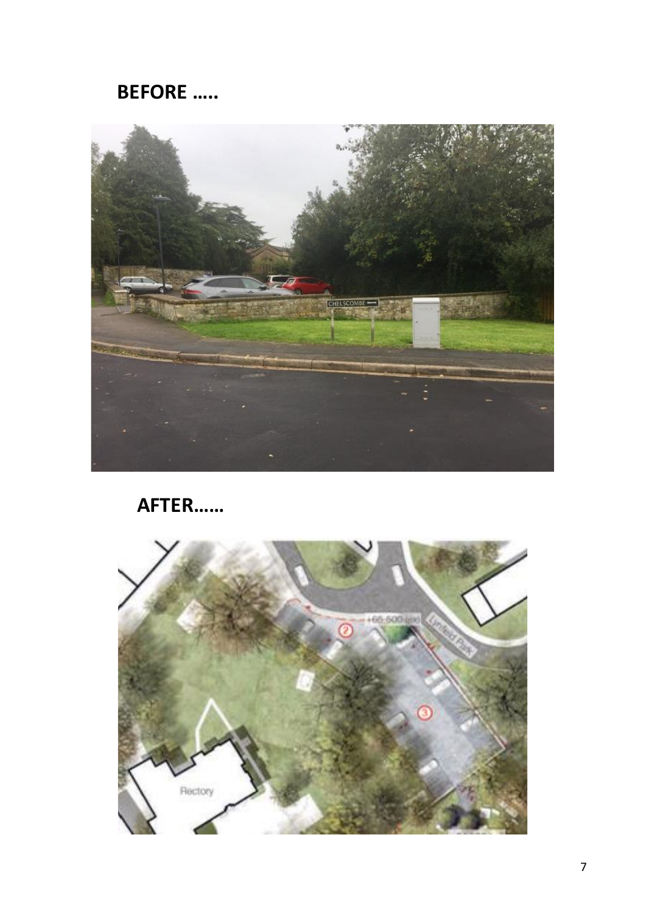**BEFORE …..**

**AFTER……**